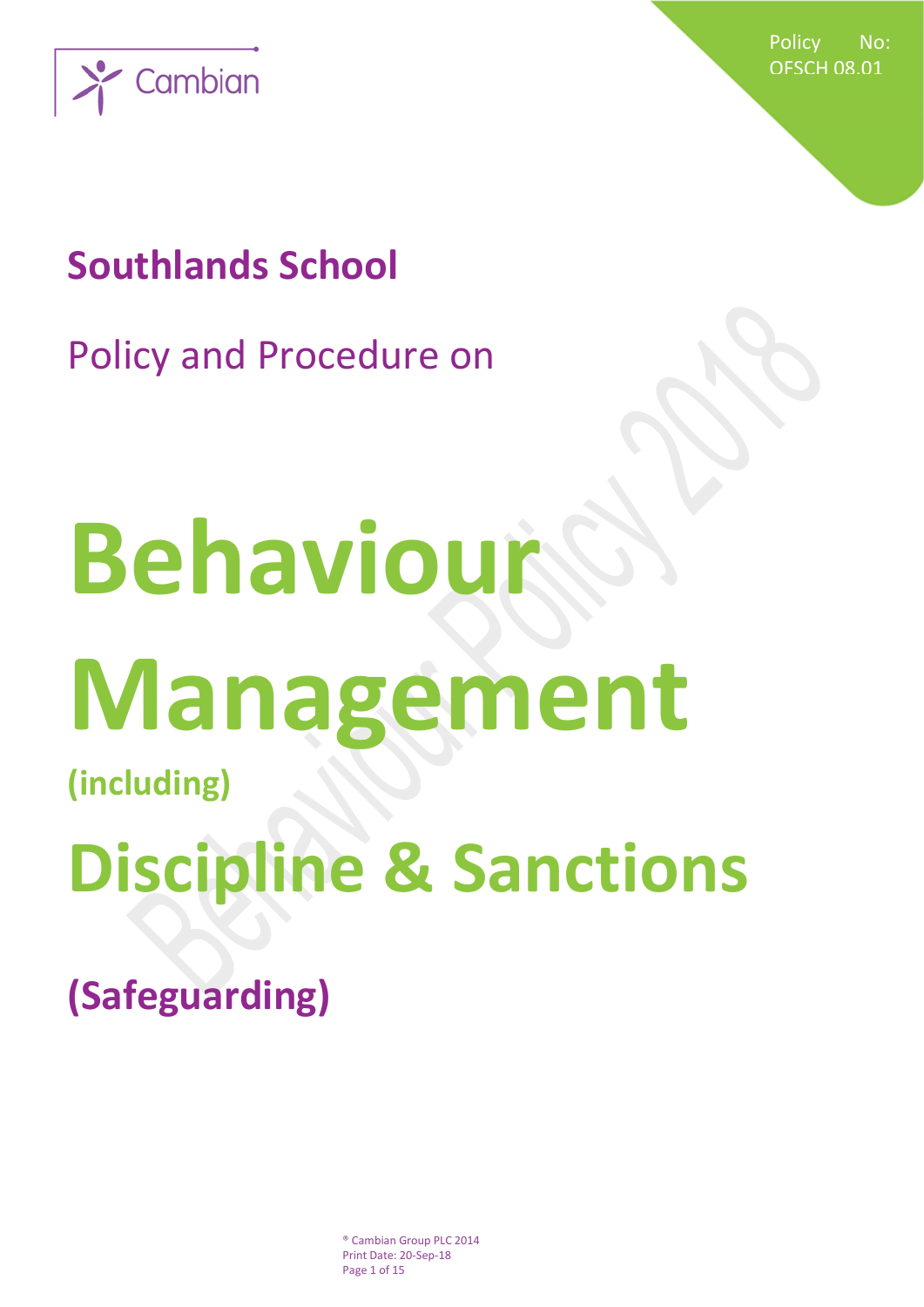Policy No: OFSCH 08.01

Cambian

# Southlands School

Policy and Procedure on

# Behaviour Management

**(including)**

# Discipline & Sanctions

## (Safeguarding)

® Cambian Group PLC 2014

Print Date: 20-Sep-18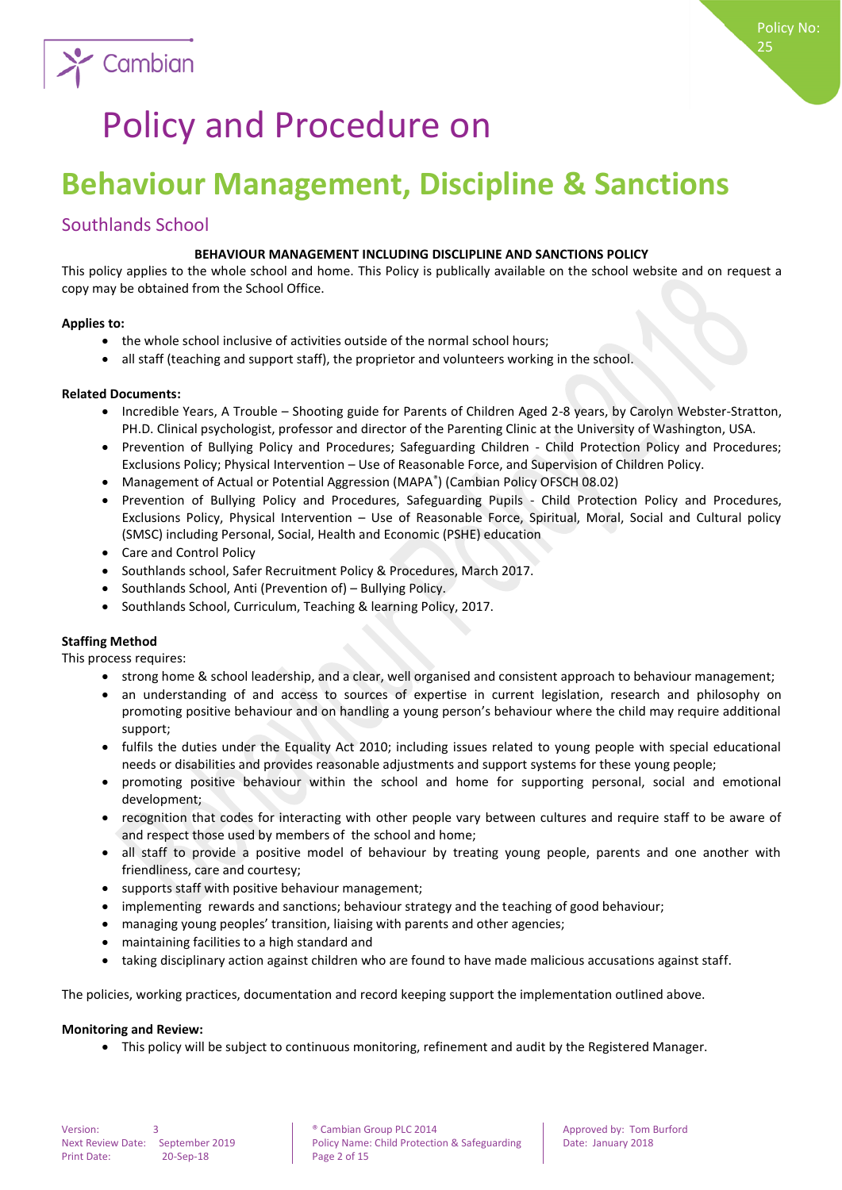# Policy and Procedure on

# Behaviour Management, Discipline & Sanctions

## Southlands School

**BEHAVIOUR MANAGEMENT INCLUDING DISCLIPLINE AND SANCTIONS POLICY**

This policy applies to the whole school and home. This Policy is publically available on the school website and on request a copy may be obtained from the School Office.

**Applies to:**

- the whole school inclusive of activities outside of the normal school hours;
- all staff (teaching and support staff), the proprietor and volunteers working in the school.

**Related Documents:**

- Incredible Years, A Trouble – Shooting guide for Parents of Children Aged 2-8 years, by Carolyn Webster-Stratton, PH.D. Clinical psychologist, professor and director of the Parenting Clinic at the University of Washington, USA.
- Prevention of Bullying Policy and Procedures; Safeguarding Children - Child Protection Policy and Procedures; Exclusions Policy; Physical Intervention – Use of Reasonable Force, and Supervision of Children Policy.
- Management of Actual or Potential Aggression (MAPA®) (Cambian Policy OFSCH 08.02)
- Prevention of Bullying Policy and Procedures, Safeguarding Pupils - Child Protection Policy and Procedures, Exclusions Policy, Physical Intervention – Use of Reasonable Force, Spiritual, Moral, Social and Cultural policy (SMSC) including Personal, Social, Health and Economic (PSHE) education
- Care and Control Policy
- Southlands school, Safer Recruitment Policy & Procedures, March 2017.
- Southlands School, Anti (Prevention of) – Bullying Policy.
- Southlands School, Curriculum, Teaching & learning Policy, 2017.

**Staffing Method**

This process requires:

- strong home & school leadership, and a clear, well organised and consistent approach to behaviour management;
- an understanding of and access to sources of expertise in current legislation, research and philosophy on promoting positive behaviour and on handling a young person's behaviour where the child may require additional support;
- fulfils the duties under the Equality Act 2010; including issues related to young people with special educational needs or disabilities and provides reasonable adjustments and support systems for these young people;
- promoting positive behaviour within the school and home for supporting personal, social and emotional development;
- recognition that codes for interacting with other people vary between cultures and require staff to be aware of and respect those used by members of the school and home;
- all staff to provide a positive model of behaviour by treating young people, parents and one another with friendliness, care and courtesy;
- supports staff with positive behaviour management;
- implementing rewards and sanctions; behaviour strategy and the teaching of good behaviour;
- managing young peoples' transition, liaising with parents and other agencies;
- maintaining facilities to a high standard and
- taking disciplinary action against children who are found to have made malicious accusations against staff.

The policies, working practices, documentation and record keeping support the implementation outlined above.

**Monitoring and Review:**

- This policy will be subject to continuous monitoring, refinement and audit by the Registered Manager.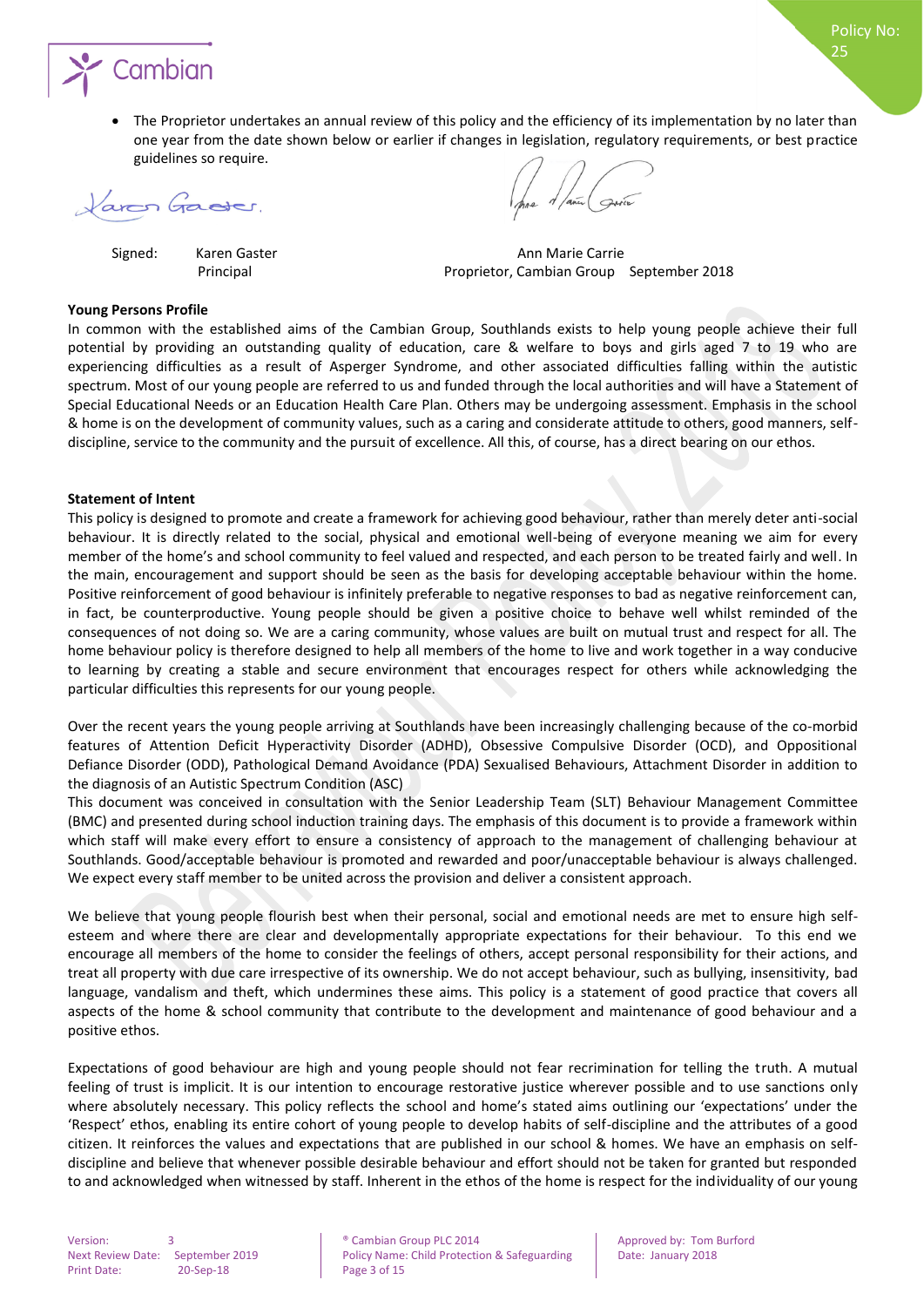- The Proprietor undertakes an annual review of this policy and the efficiency of its implementation by no later than one year from the date shown below or earlier if changes in legislation, regulatory requirements, or best practice guidelines so require.

Signed: Karen Gaster
Principal

Ann Marie Carrie
Proprietor, Cambian Group September 2018

**Young Persons Profile**

In common with the established aims of the Cambian Group, Southlands exists to help young people achieve their full potential by providing an outstanding quality of education, care & welfare to boys and girls aged 7 to 19 who are experiencing difficulties as a result of Asperger Syndrome, and other associated difficulties falling within the autistic spectrum. Most of our young people are referred to us and funded through the local authorities and will have a Statement of Special Educational Needs or an Education Health Care Plan. Others may be undergoing assessment. Emphasis in the school & home is on the development of community values, such as a caring and considerate attitude to others, good manners, self-discipline, service to the community and the pursuit of excellence. All this, of course, has a direct bearing on our ethos.

**Statement of Intent**

This policy is designed to promote and create a framework for achieving good behaviour, rather than merely deter anti-social behaviour. It is directly related to the social, physical and emotional well-being of everyone meaning we aim for every member of the home's and school community to feel valued and respected, and each person to be treated fairly and well. In the main, encouragement and support should be seen as the basis for developing acceptable behaviour within the home. Positive reinforcement of good behaviour is infinitely preferable to negative responses to bad as negative reinforcement can, in fact, be counterproductive. Young people should be given a positive choice to behave well whilst reminded of the consequences of not doing so. We are a caring community, whose values are built on mutual trust and respect for all. The home behaviour policy is therefore designed to help all members of the home to live and work together in a way conducive to learning by creating a stable and secure environment that encourages respect for others while acknowledging the particular difficulties this represents for our young people.

Over the recent years the young people arriving at Southlands have been increasingly challenging because of the co-morbid features of Attention Deficit Hyperactivity Disorder (ADHD), Obsessive Compulsive Disorder (OCD), and Oppositional Defiance Disorder (ODD), Pathological Demand Avoidance (PDA) Sexualised Behaviours, Attachment Disorder in addition to the diagnosis of an Autistic Spectrum Condition (ASC)

This document was conceived in consultation with the Senior Leadership Team (SLT) Behaviour Management Committee (BMC) and presented during school induction training days. The emphasis of this document is to provide a framework within which staff will make every effort to ensure a consistency of approach to the management of challenging behaviour at Southlands. Good/acceptable behaviour is promoted and rewarded and poor/unacceptable behaviour is always challenged. We expect every staff member to be united across the provision and deliver a consistent approach.

We believe that young people flourish best when their personal, social and emotional needs are met to ensure high self-esteem and where there are clear and developmentally appropriate expectations for their behaviour. To this end we encourage all members of the home to consider the feelings of others, accept personal responsibility for their actions, and treat all property with due care irrespective of its ownership. We do not accept behaviour, such as bullying, insensitivity, bad language, vandalism and theft, which undermines these aims. This policy is a statement of good practice that covers all aspects of the home & school community that contribute to the development and maintenance of good behaviour and a positive ethos.

Expectations of good behaviour are high and young people should not fear recrimination for telling the truth. A mutual feeling of trust is implicit. It is our intention to encourage restorative justice wherever possible and to use sanctions only where absolutely necessary. This policy reflects the school and home's stated aims outlining our 'expectations' under the 'Respect' ethos, enabling its entire cohort of young people to develop habits of self-discipline and the attributes of a good citizen. It reinforces the values and expectations that are published in our school & homes. We have an emphasis on self-discipline and believe that whenever possible desirable behaviour and effort should not be taken for granted but responded to and acknowledged when witnessed by staff. Inherent in the ethos of the home is respect for the individuality of our young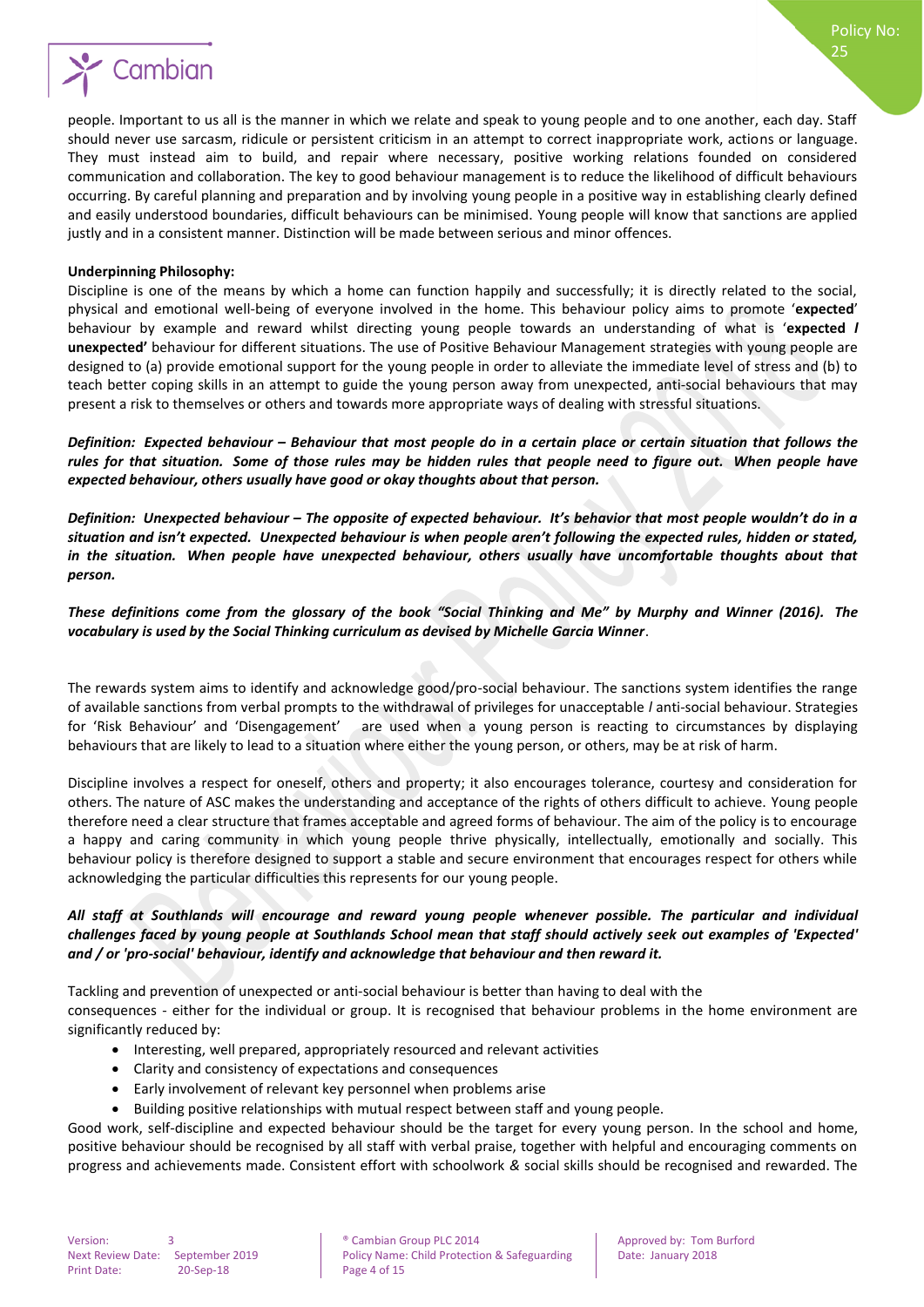people. Important to us all is the manner in which we relate and speak to young people and to one another, each day. Staff should never use sarcasm, ridicule or persistent criticism in an attempt to correct inappropriate work, actions or language. They must instead aim to build, and repair where necessary, positive working relations founded on considered communication and collaboration. The key to good behaviour management is to reduce the likelihood of difficult behaviours occurring. By careful planning and preparation and by involving young people in a positive way in establishing clearly defined and easily understood boundaries, difficult behaviours can be minimised. Young people will know that sanctions are applied justly and in a consistent manner. Distinction will be made between serious and minor offences.

**Underpinning Philosophy:**

Discipline is one of the means by which a home can function happily and successfully; it is directly related to the social, physical and emotional well-being of everyone involved in the home. This behaviour policy aims to promote '**expected**' behaviour by example and reward whilst directing young people towards an understanding of what is '**expected / unexpected'** behaviour for different situations. The use of Positive Behaviour Management strategies with young people are designed to (a) provide emotional support for the young people in order to alleviate the immediate level of stress and (b) to teach better coping skills in an attempt to guide the young person away from unexpected, anti-social behaviours that may present a risk to themselves or others and towards more appropriate ways of dealing with stressful situations.

***Definition: Expected behaviour – Behaviour that most people do in a certain place or certain situation that follows the rules for that situation. Some of those rules may be hidden rules that people need to figure out. When people have expected behaviour, others usually have good or okay thoughts about that person.***

***Definition: Unexpected behaviour – The opposite of expected behaviour. It's behavior that most people wouldn't do in a situation and isn't expected. Unexpected behaviour is when people aren't following the expected rules, hidden or stated, in the situation. When people have unexpected behaviour, others usually have uncomfortable thoughts about that person.***

***These definitions come from the glossary of the book "Social Thinking and Me" by Murphy and Winner (2016). The vocabulary is used by the Social Thinking curriculum as devised by Michelle Garcia Winner***.

The rewards system aims to identify and acknowledge good/pro-social behaviour. The sanctions system identifies the range of available sanctions from verbal prompts to the withdrawal of privileges for unacceptable / anti-social behaviour. Strategies for 'Risk Behaviour' and 'Disengagement' are used when a young person is reacting to circumstances by displaying behaviours that are likely to lead to a situation where either the young person, or others, may be at risk of harm.

Discipline involves a respect for oneself, others and property; it also encourages tolerance, courtesy and consideration for others. The nature of ASC makes the understanding and acceptance of the rights of others difficult to achieve. Young people therefore need a clear structure that frames acceptable and agreed forms of behaviour. The aim of the policy is to encourage a happy and caring community in which young people thrive physically, intellectually, emotionally and socially. This behaviour policy is therefore designed to support a stable and secure environment that encourages respect for others while acknowledging the particular difficulties this represents for our young people.

***All staff at Southlands will encourage and reward young people whenever possible. The particular and individual challenges faced by young people at Southlands School mean that staff should actively seek out examples of 'Expected' and / or 'pro-social' behaviour, identify and acknowledge that behaviour and then reward it.***

Tackling and prevention of unexpected or anti-social behaviour is better than having to deal with the consequences - either for the individual or group. It is recognised that behaviour problems in the home environment are significantly reduced by:

- Interesting, well prepared, appropriately resourced and relevant activities
- Clarity and consistency of expectations and consequences
- Early involvement of relevant key personnel when problems arise
- Building positive relationships with mutual respect between staff and young people.

Good work, self-discipline and expected behaviour should be the target for every young person. In the school and home, positive behaviour should be recognised by all staff with verbal praise, together with helpful and encouraging comments on progress and achievements made. Consistent effort with schoolwork & social skills should be recognised and rewarded. The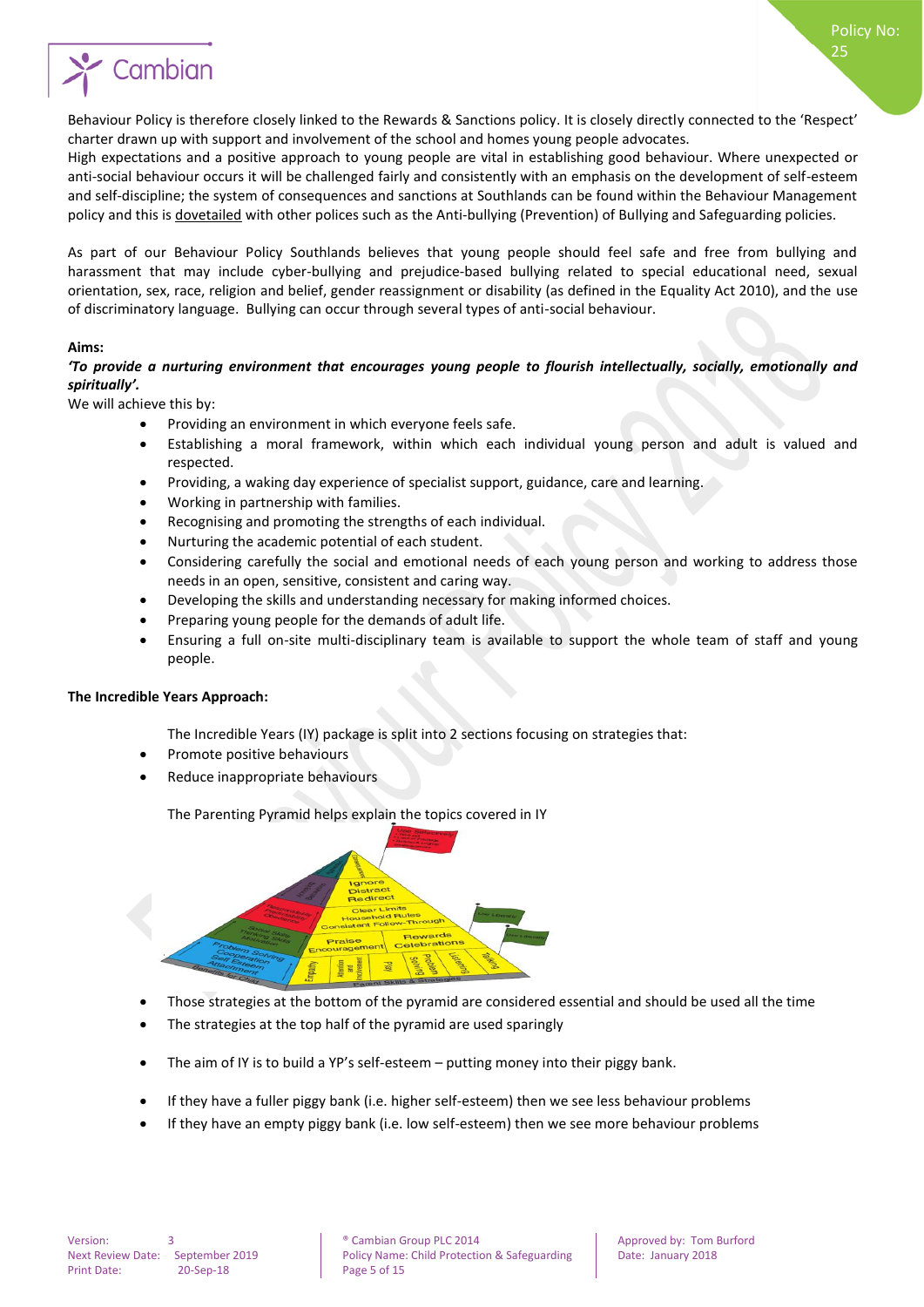Behaviour Policy is therefore closely linked to the Rewards & Sanctions policy. It is closely directly connected to the 'Respect' charter drawn up with support and involvement of the school and homes young people advocates.

High expectations and a positive approach to young people are vital in establishing good behaviour. Where unexpected or anti-social behaviour occurs it will be challenged fairly and consistently with an emphasis on the development of self-esteem and self-discipline; the system of consequences and sanctions at Southlands can be found within the Behaviour Management policy and this is dovetailed with other polices such as the Anti-bullying (Prevention) of Bullying and Safeguarding policies.

As part of our Behaviour Policy Southlands believes that young people should feel safe and free from bullying and harassment that may include cyber-bullying and prejudice-based bullying related to special educational need, sexual orientation, sex, race, religion and belief, gender reassignment or disability (as defined in the Equality Act 2010), and the use of discriminatory language. Bullying can occur through several types of anti-social behaviour.

**Aims:**

***'To provide a nurturing environment that encourages young people to flourish intellectually, socially, emotionally and spiritually'.***

We will achieve this by:

- Providing an environment in which everyone feels safe.
- Establishing a moral framework, within which each individual young person and adult is valued and respected.
- Providing, a waking day experience of specialist support, guidance, care and learning.
- Working in partnership with families.
- Recognising and promoting the strengths of each individual.
- Nurturing the academic potential of each student.
- Considering carefully the social and emotional needs of each young person and working to address those needs in an open, sensitive, consistent and caring way.
- Developing the skills and understanding necessary for making informed choices.
- Preparing young people for the demands of adult life.
- Ensuring a full on-site multi-disciplinary team is available to support the whole team of staff and young people.

**The Incredible Years Approach:**

The Incredible Years (IY) package is split into 2 sections focusing on strategies that:

- Promote positive behaviours
- Reduce inappropriate behaviours

The Parenting Pyramid helps explain the topics covered in IY

- Those strategies at the bottom of the pyramid are considered essential and should be used all the time
- The strategies at the top half of the pyramid are used sparingly

- The aim of IY is to build a YP's self-esteem – putting money into their piggy bank.

- If they have a fuller piggy bank (i.e. higher self-esteem) then we see less behaviour problems
- If they have an empty piggy bank (i.e. low self-esteem) then we see more behaviour problems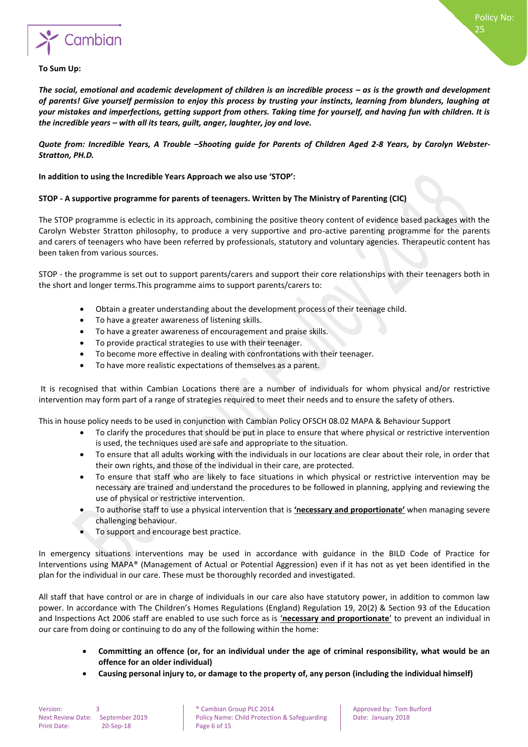**To Sum Up:**

***The social, emotional and academic development of children is an incredible process – as is the growth and development of parents! Give yourself permission to enjoy this process by trusting your instincts, learning from blunders, laughing at your mistakes and imperfections, getting support from others. Taking time for yourself, and having fun with children. It is the incredible years – with all its tears, guilt, anger, laughter, joy and love.***

***Quote from: Incredible Years, A Trouble –Shooting guide for Parents of Children Aged 2-8 Years, by Carolyn Webster-Stratton, PH.D.***

**In addition to using the Incredible Years Approach we also use 'STOP':**

**STOP - A supportive programme for parents of teenagers. Written by The Ministry of Parenting (CIC)**

The STOP programme is eclectic in its approach, combining the positive theory content of evidence based packages with the Carolyn Webster Stratton philosophy, to produce a very supportive and pro-active parenting programme for the parents and carers of teenagers who have been referred by professionals, statutory and voluntary agencies. Therapeutic content has been taken from various sources.

STOP - the programme is set out to support parents/carers and support their core relationships with their teenagers both in the short and longer terms.This programme aims to support parents/carers to:

- Obtain a greater understanding about the development process of their teenage child.
- To have a greater awareness of listening skills.
- To have a greater awareness of encouragement and praise skills.
- To provide practical strategies to use with their teenager.
- To become more effective in dealing with confrontations with their teenager.
- To have more realistic expectations of themselves as a parent.

It is recognised that within Cambian Locations there are a number of individuals for whom physical and/or restrictive intervention may form part of a range of strategies required to meet their needs and to ensure the safety of others.

This in house policy needs to be used in conjunction with Cambian Policy OFSCH 08.02 MAPA & Behaviour Support

- To clarify the procedures that should be put in place to ensure that where physical or restrictive intervention is used, the techniques used are safe and appropriate to the situation.
- To ensure that all adults working with the individuals in our locations are clear about their role, in order that their own rights, and those of the individual in their care, are protected.
- To ensure that staff who are likely to face situations in which physical or restrictive intervention may be necessary are trained and understand the procedures to be followed in planning, applying and reviewing the use of physical or restrictive intervention.
- To authorise staff to use a physical intervention that is **'necessary and proportionate'** when managing severe challenging behaviour.
- To support and encourage best practice.

In emergency situations interventions may be used in accordance with guidance in the BILD Code of Practice for Interventions using MAPA® (Management of Actual or Potential Aggression) even if it has not as yet been identified in the plan for the individual in our care. These must be thoroughly recorded and investigated.

All staff that have control or are in charge of individuals in our care also have statutory power, in addition to common law power. In accordance with The Children's Homes Regulations (England) Regulation 19, 20(2) & Section 93 of the Education and Inspections Act 2006 staff are enabled to use such force as is '**necessary and proportionate**' to prevent an individual in our care from doing or continuing to do any of the following within the home:

- **Committing an offence (or, for an individual under the age of criminal responsibility, what would be an offence for an older individual)**
- **Causing personal injury to, or damage to the property of, any person (including the individual himself)**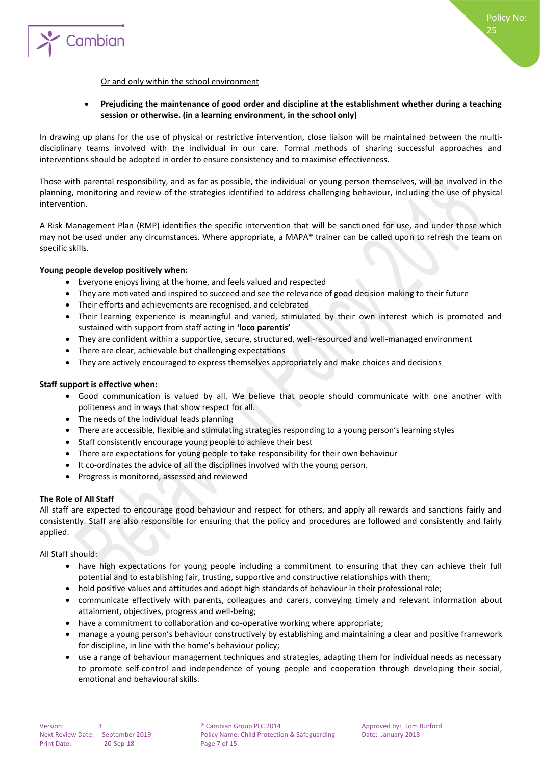<u>Or and only within the school environment</u>

- **Prejudicing the maintenance of good order and discipline at the establishment whether during a teaching session or otherwise. (in a learning environment, <u>in the school only</u>)**

In drawing up plans for the use of physical or restrictive intervention, close liaison will be maintained between the multi-disciplinary teams involved with the individual in our care. Formal methods of sharing successful approaches and interventions should be adopted in order to ensure consistency and to maximise effectiveness.

Those with parental responsibility, and as far as possible, the individual or young person themselves, will be involved in the planning, monitoring and review of the strategies identified to address challenging behaviour, including the use of physical intervention.

A Risk Management Plan (RMP) identifies the specific intervention that will be sanctioned for use, and under those which may not be used under any circumstances. Where appropriate, a MAPA® trainer can be called upon to refresh the team on specific skills.

**Young people develop positively when:**

- Everyone enjoys living at the home, and feels valued and respected
- They are motivated and inspired to succeed and see the relevance of good decision making to their future
- Their efforts and achievements are recognised, and celebrated
- Their learning experience is meaningful and varied, stimulated by their own interest which is promoted and sustained with support from staff acting in **'loco parentis'**
- They are confident within a supportive, secure, structured, well-resourced and well-managed environment
- There are clear, achievable but challenging expectations
- They are actively encouraged to express themselves appropriately and make choices and decisions

**Staff support is effective when:**

- Good communication is valued by all. We believe that people should communicate with one another with politeness and in ways that show respect for all.
- The needs of the individual leads planning
- There are accessible, flexible and stimulating strategies responding to a young person's learning styles
- Staff consistently encourage young people to achieve their best
- There are expectations for young people to take responsibility for their own behaviour
- It co-ordinates the advice of all the disciplines involved with the young person.
- Progress is monitored, assessed and reviewed

**The Role of All Staff**

All staff are expected to encourage good behaviour and respect for others, and apply all rewards and sanctions fairly and consistently. Staff are also responsible for ensuring that the policy and procedures are followed and consistently and fairly applied.

All Staff should:

- have high expectations for young people including a commitment to ensuring that they can achieve their full potential and to establishing fair, trusting, supportive and constructive relationships with them;
- hold positive values and attitudes and adopt high standards of behaviour in their professional role;
- communicate effectively with parents, colleagues and carers, conveying timely and relevant information about attainment, objectives, progress and well-being;
- have a commitment to collaboration and co-operative working where appropriate;
- manage a young person's behaviour constructively by establishing and maintaining a clear and positive framework for discipline, in line with the home's behaviour policy;
- use a range of behaviour management techniques and strategies, adapting them for individual needs as necessary to promote self-control and independence of young people and cooperation through developing their social, emotional and behavioural skills.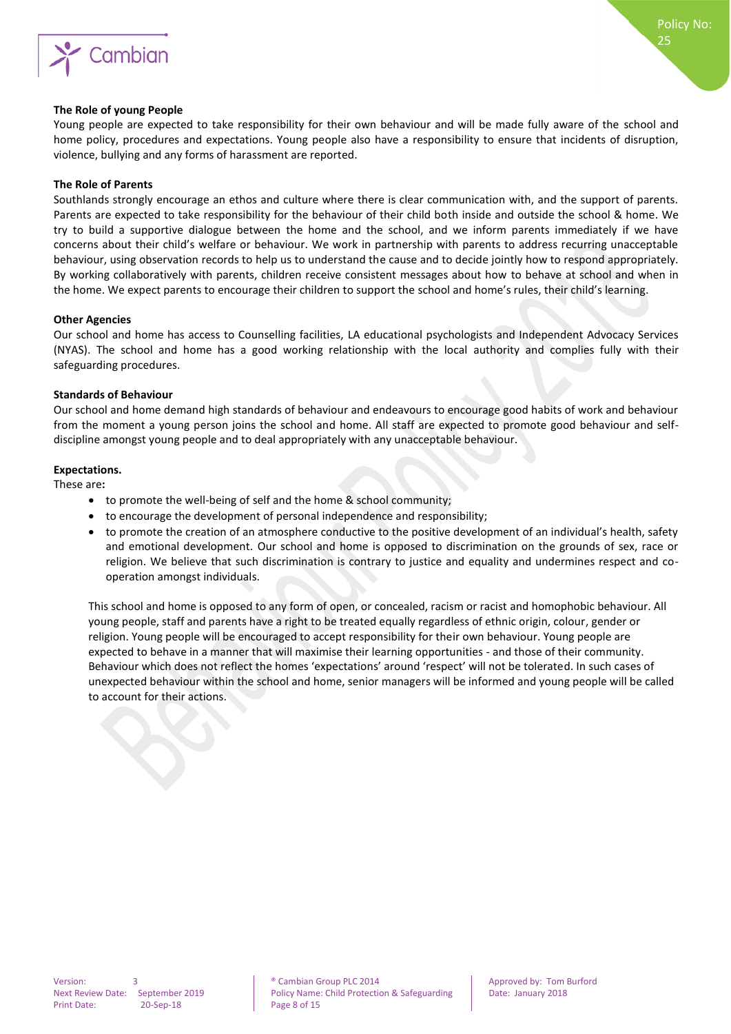**The Role of young People**

Young people are expected to take responsibility for their own behaviour and will be made fully aware of the school and home policy, procedures and expectations. Young people also have a responsibility to ensure that incidents of disruption, violence, bullying and any forms of harassment are reported.

**The Role of Parents**

Southlands strongly encourage an ethos and culture where there is clear communication with, and the support of parents. Parents are expected to take responsibility for the behaviour of their child both inside and outside the school & home. We try to build a supportive dialogue between the home and the school, and we inform parents immediately if we have concerns about their child's welfare or behaviour. We work in partnership with parents to address recurring unacceptable behaviour, using observation records to help us to understand the cause and to decide jointly how to respond appropriately. By working collaboratively with parents, children receive consistent messages about how to behave at school and when in the home. We expect parents to encourage their children to support the school and home's rules, their child's learning.

**Other Agencies**

Our school and home has access to Counselling facilities, LA educational psychologists and Independent Advocacy Services (NYAS). The school and home has a good working relationship with the local authority and complies fully with their safeguarding procedures.

**Standards of Behaviour**

Our school and home demand high standards of behaviour and endeavours to encourage good habits of work and behaviour from the moment a young person joins the school and home. All staff are expected to promote good behaviour and self-discipline amongst young people and to deal appropriately with any unacceptable behaviour.

**Expectations.**

These are**:**

- to promote the well-being of self and the home & school community;
- to encourage the development of personal independence and responsibility;
- to promote the creation of an atmosphere conductive to the positive development of an individual's health, safety and emotional development. Our school and home is opposed to discrimination on the grounds of sex, race or religion. We believe that such discrimination is contrary to justice and equality and undermines respect and co-operation amongst individuals.

This school and home is opposed to any form of open, or concealed, racism or racist and homophobic behaviour. All young people, staff and parents have a right to be treated equally regardless of ethnic origin, colour, gender or religion. Young people will be encouraged to accept responsibility for their own behaviour. Young people are expected to behave in a manner that will maximise their learning opportunities - and those of their community. Behaviour which does not reflect the homes 'expectations' around 'respect' will not be tolerated. In such cases of unexpected behaviour within the school and home, senior managers will be informed and young people will be called to account for their actions.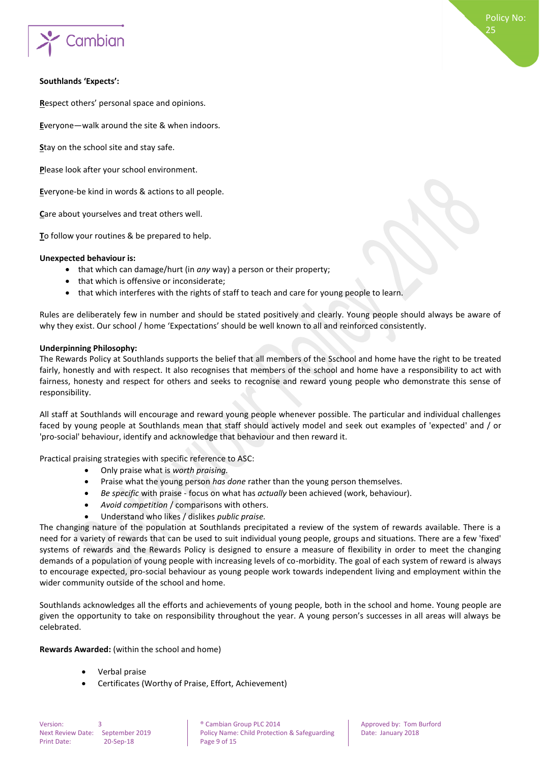**Southlands 'Expects':**

**R**espect others' personal space and opinions.

**E**veryone—walk around the site & when indoors.

**S**tay on the school site and stay safe.

**P**lease look after your school environment.

**E**veryone-be kind in words & actions to all people.

**C**are about yourselves and treat others well.

**T**o follow your routines & be prepared to help.

**Unexpected behaviour is:**

- that which can damage/hurt (in *any* way) a person or their property;
- that which is offensive or inconsiderate;
- that which interferes with the rights of staff to teach and care for young people to learn.

Rules are deliberately few in number and should be stated positively and clearly. Young people should always be aware of why they exist. Our school / home 'Expectations' should be well known to all and reinforced consistently.

**Underpinning Philosophy:**

The Rewards Policy at Southlands supports the belief that all members of the Sschool and home have the right to be treated fairly, honestly and with respect. It also recognises that members of the school and home have a responsibility to act with fairness, honesty and respect for others and seeks to recognise and reward young people who demonstrate this sense of responsibility.

All staff at Southlands will encourage and reward young people whenever possible. The particular and individual challenges faced by young people at Southlands mean that staff should actively model and seek out examples of 'expected' and / or 'pro-social' behaviour, identify and acknowledge that behaviour and then reward it.

Practical praising strategies with specific reference to ASC:

- Only praise what is *worth praising.*
- Praise what the young person *has done* rather than the young person themselves.
- *Be specific* with praise - focus on what has *actually* been achieved (work, behaviour).
- *Avoid competition* / comparisons with others.
- Understand who likes / dislikes *public praise.*

The changing nature of the population at Southlands precipitated a review of the system of rewards available. There is a need for a variety of rewards that can be used to suit individual young people, groups and situations. There are a few 'fixed' systems of rewards and the Rewards Policy is designed to ensure a measure of flexibility in order to meet the changing demands of a population of young people with increasing levels of co-morbidity. The goal of each system of reward is always to encourage expected, pro-social behaviour as young people work towards independent living and employment within the wider community outside of the school and home.

Southlands acknowledges all the efforts and achievements of young people, both in the school and home. Young people are given the opportunity to take on responsibility throughout the year. A young person's successes in all areas will always be celebrated.

**Rewards Awarded:** (within the school and home)

- Verbal praise
- Certificates (Worthy of Praise, Effort, Achievement)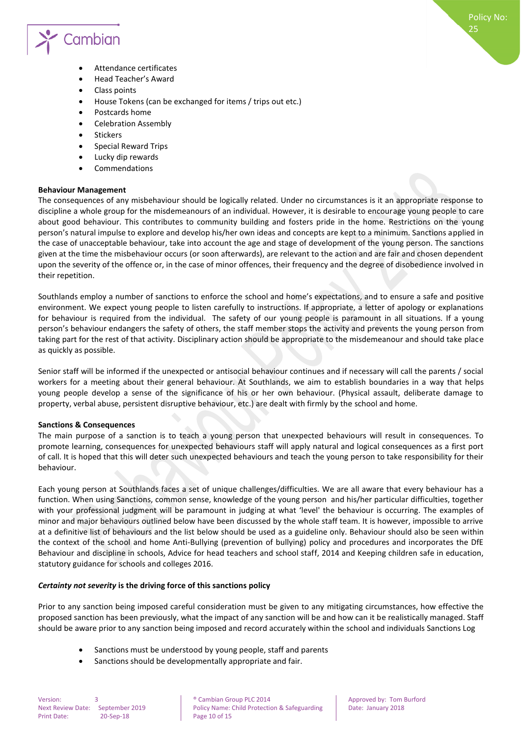- Attendance certificates
- Head Teacher's Award
- Class points
- House Tokens (can be exchanged for items / trips out etc.)
- Postcards home
- Celebration Assembly
- Stickers
- Special Reward Trips
- Lucky dip rewards
- Commendations

**Behaviour Management**

The consequences of any misbehaviour should be logically related. Under no circumstances is it an appropriate response to discipline a whole group for the misdemeanours of an individual. However, it is desirable to encourage young people to care about good behaviour. This contributes to community building and fosters pride in the home. Restrictions on the young person's natural impulse to explore and develop his/her own ideas and concepts are kept to a minimum. Sanctions applied in the case of unacceptable behaviour, take into account the age and stage of development of the young person. The sanctions given at the time the misbehaviour occurs (or soon afterwards), are relevant to the action and are fair and chosen dependent upon the severity of the offence or, in the case of minor offences, their frequency and the degree of disobedience involved in their repetition.

Southlands employ a number of sanctions to enforce the school and home's expectations, and to ensure a safe and positive environment. We expect young people to listen carefully to instructions. If appropriate, a letter of apology or explanations for behaviour is required from the individual. The safety of our young people is paramount in all situations. If a young person's behaviour endangers the safety of others, the staff member stops the activity and prevents the young person from taking part for the rest of that activity. Disciplinary action should be appropriate to the misdemeanour and should take place as quickly as possible.

Senior staff will be informed if the unexpected or antisocial behaviour continues and if necessary will call the parents / social workers for a meeting about their general behaviour. At Southlands, we aim to establish boundaries in a way that helps young people develop a sense of the significance of his or her own behaviour. (Physical assault, deliberate damage to property, verbal abuse, persistent disruptive behaviour, etc.) are dealt with firmly by the school and home.

**Sanctions & Consequences**

The main purpose of a sanction is to teach a young person that unexpected behaviours will result in consequences. To promote learning, consequences for unexpected behaviours staff will apply natural and logical consequences as a first port of call. It is hoped that this will deter such unexpected behaviours and teach the young person to take responsibility for their behaviour.

Each young person at Southlands faces a set of unique challenges/difficulties. We are all aware that every behaviour has a function. When using Sanctions, common sense, knowledge of the young person and his/her particular difficulties, together with your professional judgment will be paramount in judging at what 'level' the behaviour is occurring. The examples of minor and major behaviours outlined below have been discussed by the whole staff team. It is however, impossible to arrive at a definitive list of behaviours and the list below should be used as a guideline only. Behaviour should also be seen within the context of the school and home Anti-Bullying (prevention of bullying) policy and procedures and incorporates the DfE Behaviour and discipline in schools, Advice for head teachers and school staff, 2014 and Keeping children safe in education, statutory guidance for schools and colleges 2016.

***Certainty not severity*** **is the driving force of this sanctions policy**

Prior to any sanction being imposed careful consideration must be given to any mitigating circumstances, how effective the proposed sanction has been previously, what the impact of any sanction will be and how can it be realistically managed. Staff should be aware prior to any sanction being imposed and record accurately within the school and individuals Sanctions Log

- Sanctions must be understood by young people, staff and parents
- Sanctions should be developmentally appropriate and fair.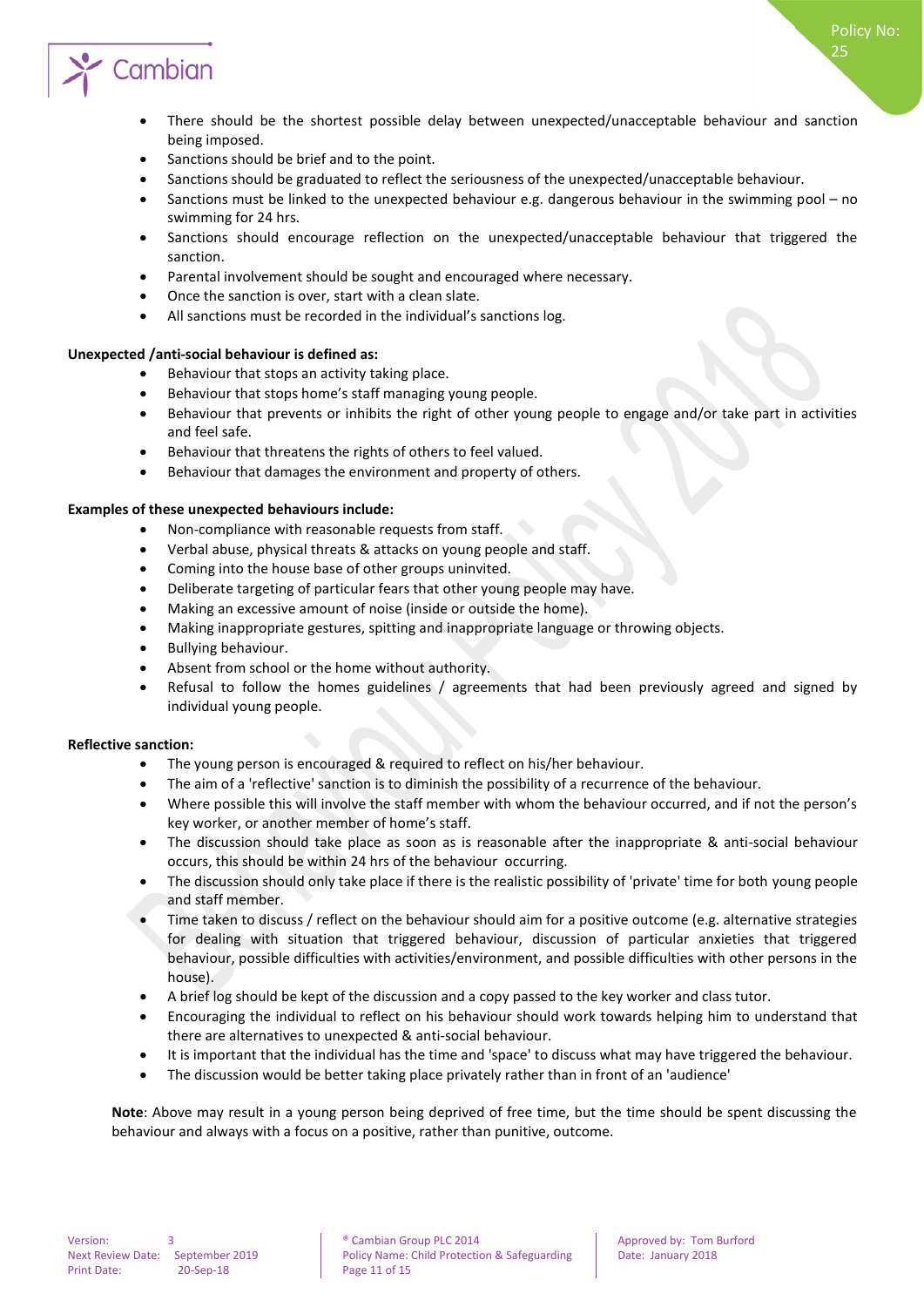- There should be the shortest possible delay between unexpected/unacceptable behaviour and sanction being imposed.
- Sanctions should be brief and to the point.
- Sanctions should be graduated to reflect the seriousness of the unexpected/unacceptable behaviour.
- Sanctions must be linked to the unexpected behaviour e.g. dangerous behaviour in the swimming pool – no swimming for 24 hrs.
- Sanctions should encourage reflection on the unexpected/unacceptable behaviour that triggered the sanction.
- Parental involvement should be sought and encouraged where necessary.
- Once the sanction is over, start with a clean slate.
- All sanctions must be recorded in the individual's sanctions log.

**Unexpected /anti-social behaviour is defined as:**

- Behaviour that stops an activity taking place.
- Behaviour that stops home's staff managing young people.
- Behaviour that prevents or inhibits the right of other young people to engage and/or take part in activities and feel safe.
- Behaviour that threatens the rights of others to feel valued.
- Behaviour that damages the environment and property of others.

**Examples of these unexpected behaviours include:**

- Non-compliance with reasonable requests from staff.
- Verbal abuse, physical threats & attacks on young people and staff.
- Coming into the house base of other groups uninvited.
- Deliberate targeting of particular fears that other young people may have.
- Making an excessive amount of noise (inside or outside the home).
- Making inappropriate gestures, spitting and inappropriate language or throwing objects.
- Bullying behaviour.
- Absent from school or the home without authority.
- Refusal to follow the homes guidelines / agreements that had been previously agreed and signed by individual young people.

**Reflective sanction:**

- The young person is encouraged & required to reflect on his/her behaviour.
- The aim of a 'reflective' sanction is to diminish the possibility of a recurrence of the behaviour.
- Where possible this will involve the staff member with whom the behaviour occurred, and if not the person's key worker, or another member of home's staff.
- The discussion should take place as soon as is reasonable after the inappropriate & anti-social behaviour occurs, this should be within 24 hrs of the behaviour occurring.
- The discussion should only take place if there is the realistic possibility of 'private' time for both young people and staff member.
- Time taken to discuss / reflect on the behaviour should aim for a positive outcome (e.g. alternative strategies for dealing with situation that triggered behaviour, discussion of particular anxieties that triggered behaviour, possible difficulties with activities/environment, and possible difficulties with other persons in the house).
- A brief log should be kept of the discussion and a copy passed to the key worker and class tutor.
- Encouraging the individual to reflect on his behaviour should work towards helping him to understand that there are alternatives to unexpected & anti-social behaviour.
- It is important that the individual has the time and 'space' to discuss what may have triggered the behaviour.
- The discussion would be better taking place privately rather than in front of an 'audience'

**Note**: Above may result in a young person being deprived of free time, but the time should be spent discussing the behaviour and always with a focus on a positive, rather than punitive, outcome.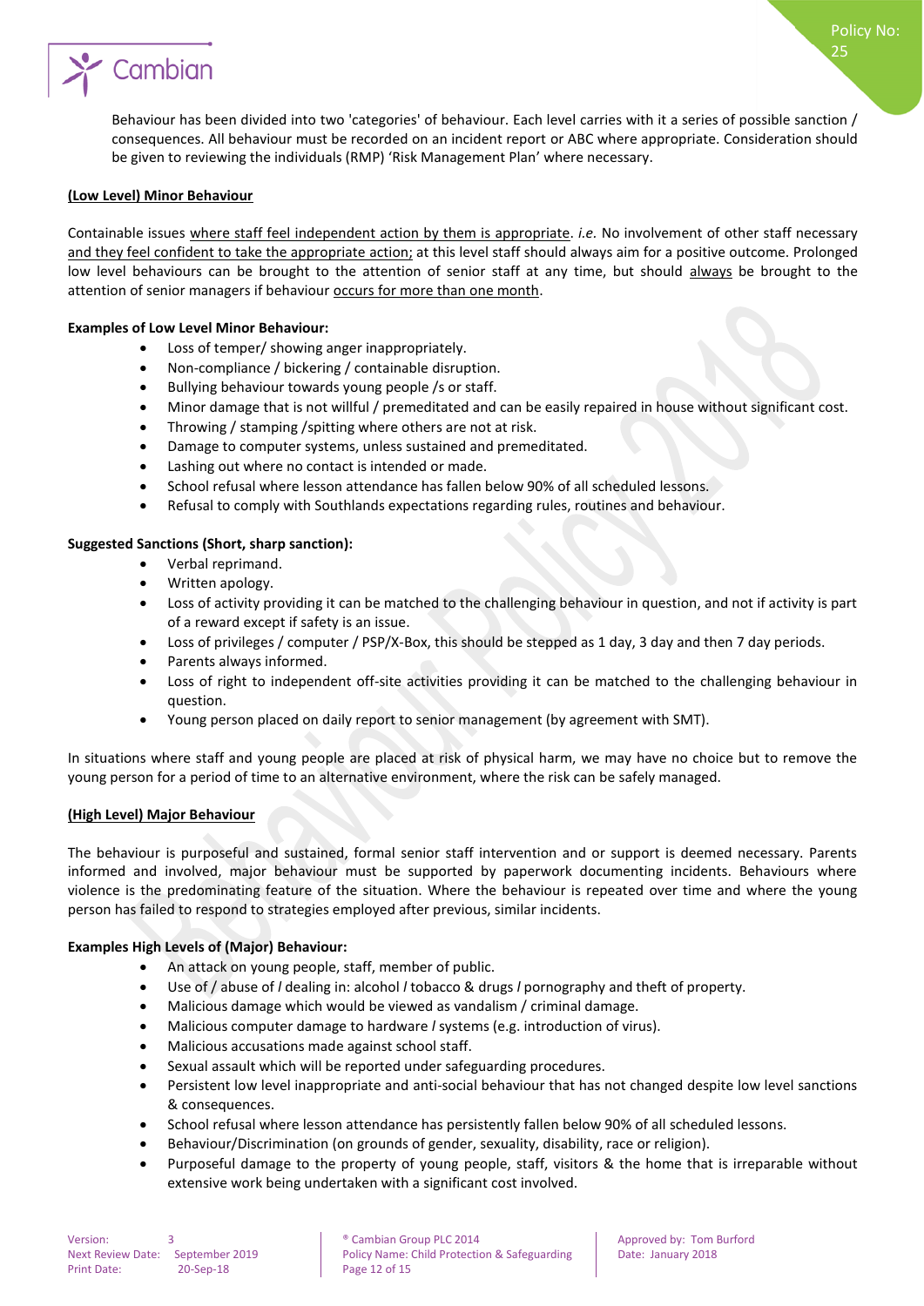Behaviour has been divided into two 'categories' of behaviour. Each level carries with it a series of possible sanction / consequences. All behaviour must be recorded on an incident report or ABC where appropriate. Consideration should be given to reviewing the individuals (RMP) 'Risk Management Plan' where necessary.

<u>**(Low Level) Minor Behaviour**</u>

Containable issues <u>where staff feel independent action by them is appropriate</u>. *i.e.* No involvement of other staff necessary <u>and they feel confident to take the appropriate action;</u> at this level staff should always aim for a positive outcome. Prolonged low level behaviours can be brought to the attention of senior staff at any time, but should <u>always</u> be brought to the attention of senior managers if behaviour <u>occurs for more than one month</u>.

**Examples of Low Level Minor Behaviour:**

- Loss of temper/ showing anger inappropriately.
- Non-compliance / bickering / containable disruption.
- Bullying behaviour towards young people /s or staff.
- Minor damage that is not willful / premeditated and can be easily repaired in house without significant cost.
- Throwing / stamping /spitting where others are not at risk.
- Damage to computer systems, unless sustained and premeditated.
- Lashing out where no contact is intended or made.
- School refusal where lesson attendance has fallen below 90% of all scheduled lessons.
- Refusal to comply with Southlands expectations regarding rules, routines and behaviour.

**Suggested Sanctions (Short, sharp sanction):**

- Verbal reprimand.
- Written apology.
- Loss of activity providing it can be matched to the challenging behaviour in question, and not if activity is part of a reward except if safety is an issue.
- Loss of privileges / computer / PSP/X-Box, this should be stepped as 1 day, 3 day and then 7 day periods.
- Parents always informed.
- Loss of right to independent off-site activities providing it can be matched to the challenging behaviour in question.
- Young person placed on daily report to senior management (by agreement with SMT).

In situations where staff and young people are placed at risk of physical harm, we may have no choice but to remove the young person for a period of time to an alternative environment, where the risk can be safely managed.

<u>**(High Level) Major Behaviour**</u>

The behaviour is purposeful and sustained, formal senior staff intervention and or support is deemed necessary. Parents informed and involved, major behaviour must be supported by paperwork documenting incidents. Behaviours where violence is the predominating feature of the situation. Where the behaviour is repeated over time and where the young person has failed to respond to strategies employed after previous, similar incidents.

**Examples High Levels of (Major) Behaviour:**

- An attack on young people, staff, member of public.
- Use of / abuse of / dealing in: alcohol / tobacco & drugs / pornography and theft of property.
- Malicious damage which would be viewed as vandalism / criminal damage.
- Malicious computer damage to hardware / systems (e.g. introduction of virus).
- Malicious accusations made against school staff.
- Sexual assault which will be reported under safeguarding procedures.
- Persistent low level inappropriate and anti-social behaviour that has not changed despite low level sanctions & consequences.
- School refusal where lesson attendance has persistently fallen below 90% of all scheduled lessons.
- Behaviour/Discrimination (on grounds of gender, sexuality, disability, race or religion).
- Purposeful damage to the property of young people, staff, visitors & the home that is irreparable without extensive work being undertaken with a significant cost involved.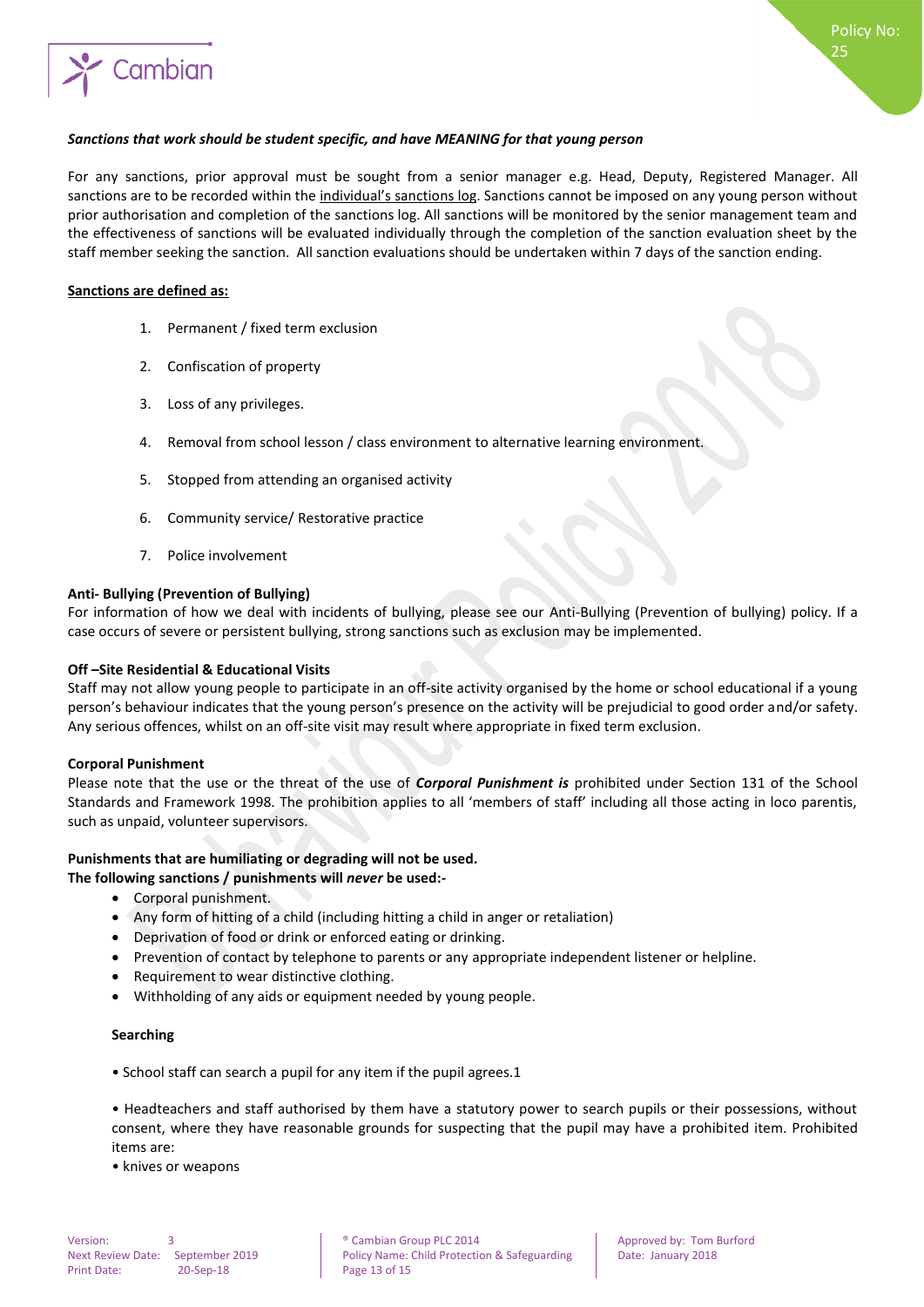***Sanctions that work should be student specific, and have MEANING for that young person***

For any sanctions, prior approval must be sought from a senior manager e.g. Head, Deputy, Registered Manager. All sanctions are to be recorded within the individual's sanctions log. Sanctions cannot be imposed on any young person without prior authorisation and completion of the sanctions log. All sanctions will be monitored by the senior management team and the effectiveness of sanctions will be evaluated individually through the completion of the sanction evaluation sheet by the staff member seeking the sanction. All sanction evaluations should be undertaken within 7 days of the sanction ending.

**Sanctions are defined as:**

1. Permanent / fixed term exclusion
2. Confiscation of property
3. Loss of any privileges.
4. Removal from school lesson / class environment to alternative learning environment.
5. Stopped from attending an organised activity
6. Community service/ Restorative practice
7. Police involvement

**Anti- Bullying (Prevention of Bullying)**

For information of how we deal with incidents of bullying, please see our Anti-Bullying (Prevention of bullying) policy. If a case occurs of severe or persistent bullying, strong sanctions such as exclusion may be implemented.

**Off –Site Residential & Educational Visits**

Staff may not allow young people to participate in an off-site activity organised by the home or school educational if a young person's behaviour indicates that the young person's presence on the activity will be prejudicial to good order and/or safety. Any serious offences, whilst on an off-site visit may result where appropriate in fixed term exclusion.

**Corporal Punishment**

Please note that the use or the threat of the use of ***Corporal Punishment is*** prohibited under Section 131 of the School Standards and Framework 1998. The prohibition applies to all 'members of staff' including all those acting in loco parentis, such as unpaid, volunteer supervisors.

**Punishments that are humiliating or degrading will not be used.**
**The following sanctions / punishments will *never* be used:-**

- Corporal punishment.
- Any form of hitting of a child (including hitting a child in anger or retaliation)
- Deprivation of food or drink or enforced eating or drinking.
- Prevention of contact by telephone to parents or any appropriate independent listener or helpline.
- Requirement to wear distinctive clothing.
- Withholding of any aids or equipment needed by young people.

**Searching**

• School staff can search a pupil for any item if the pupil agrees.1

• Headteachers and staff authorised by them have a statutory power to search pupils or their possessions, without consent, where they have reasonable grounds for suspecting that the pupil may have a prohibited item. Prohibited items are:

• knives or weapons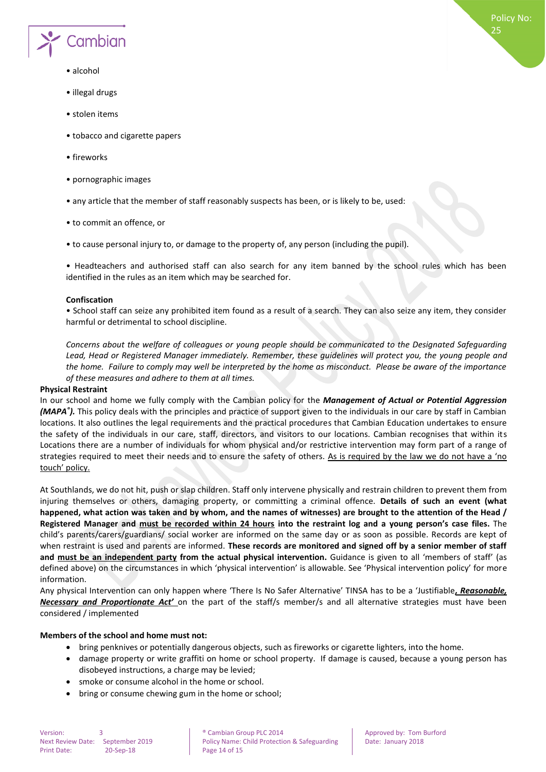• alcohol

• illegal drugs

• stolen items

• tobacco and cigarette papers

• fireworks

• pornographic images

• any article that the member of staff reasonably suspects has been, or is likely to be, used:

• to commit an offence, or

• to cause personal injury to, or damage to the property of, any person (including the pupil).

• Headteachers and authorised staff can also search for any item banned by the school rules which has been identified in the rules as an item which may be searched for.

**Confiscation**

• School staff can seize any prohibited item found as a result of a search. They can also seize any item, they consider harmful or detrimental to school discipline.

*Concerns about the welfare of colleagues or young people should be communicated to the Designated Safeguarding Lead, Head or Registered Manager immediately. Remember, these guidelines will protect you, the young people and the home. Failure to comply may well be interpreted by the home as misconduct. Please be aware of the importance of these measures and adhere to them at all times.*

**Physical Restraint**

In our school and home we fully comply with the Cambian policy for the ***Management of Actual or Potential Aggression (MAPA®).*** This policy deals with the principles and practice of support given to the individuals in our care by staff in Cambian locations. It also outlines the legal requirements and the practical procedures that Cambian Education undertakes to ensure the safety of the individuals in our care, staff, directors, and visitors to our locations. Cambian recognises that within its Locations there are a number of individuals for whom physical and/or restrictive intervention may form part of a range of strategies required to meet their needs and to ensure the safety of others. <u>As is required by the law we do not have a 'no touch' policy.</u>

At Southlands, we do not hit, push or slap children. Staff only intervene physically and restrain children to prevent them from injuring themselves or others, damaging property, or committing a criminal offence. **Details of such an event (what happened, what action was taken and by whom, and the names of witnesses) are brought to the attention of the Head / Registered Manager and <u>must be recorded within 24 hours</u> into the restraint log and a young person's case files.** The child's parents/carers/guardians/ social worker are informed on the same day or as soon as possible. Records are kept of when restraint is used and parents are informed. **These records are monitored and signed off by a senior member of staff and <u>must be an independent party</u> from the actual physical intervention.** Guidance is given to all 'members of staff' (as defined above) on the circumstances in which 'physical intervention' is allowable. See 'Physical intervention policy' for more information.

Any physical Intervention can only happen where 'There Is No Safer Alternative' TINSA has to be a 'Justifiable***<u>, Reasonable, Necessary and Proportionate Act'</u>*** on the part of the staff/s member/s and all alternative strategies must have been considered / implemented

**Members of the school and home must not:**

- bring penknives or potentially dangerous objects, such as fireworks or cigarette lighters, into the home.
- damage property or write graffiti on home or school property. If damage is caused, because a young person has disobeyed instructions, a charge may be levied;
- smoke or consume alcohol in the home or school.
- bring or consume chewing gum in the home or school;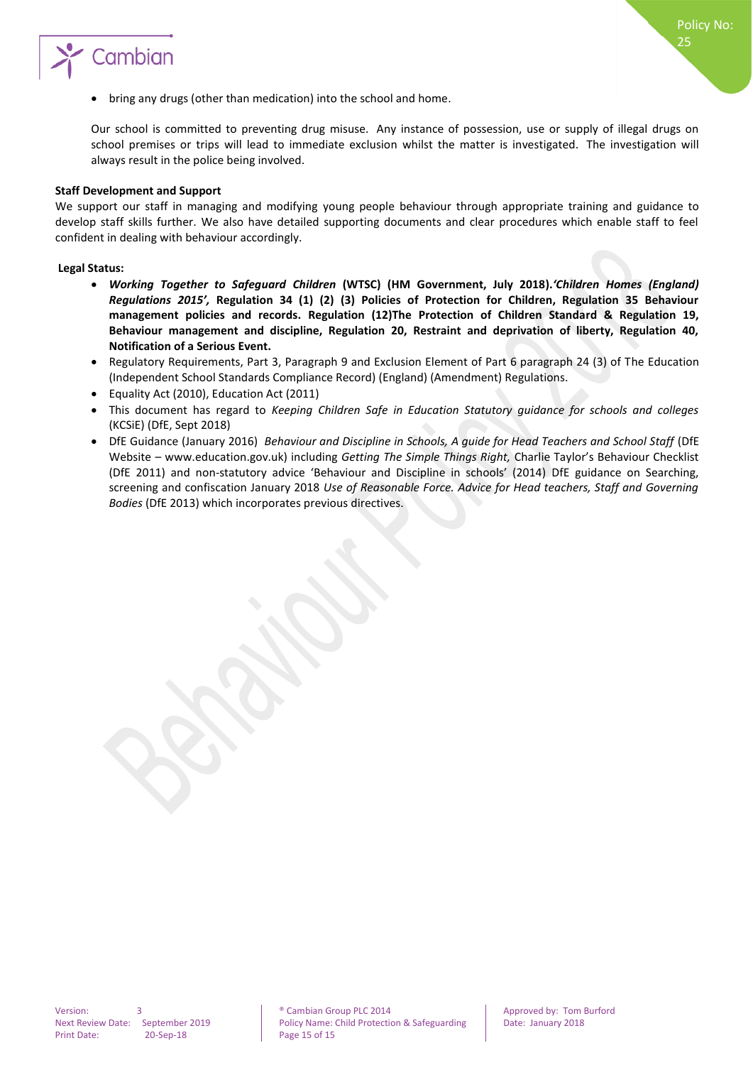- bring any drugs (other than medication) into the school and home.

Our school is committed to preventing drug misuse. Any instance of possession, use or supply of illegal drugs on school premises or trips will lead to immediate exclusion whilst the matter is investigated. The investigation will always result in the police being involved.

**Staff Development and Support**

We support our staff in managing and modifying young people behaviour through appropriate training and guidance to develop staff skills further. We also have detailed supporting documents and clear procedures which enable staff to feel confident in dealing with behaviour accordingly.

**Legal Status:**

- ***Working Together to Safeguard Children* (WTSC) (HM Government, July 2018).*'Children Homes (England) Regulations 2015',* Regulation 34 (1) (2) (3) Policies of Protection for Children, Regulation 35 Behaviour management policies and records. Regulation (12)The Protection of Children Standard & Regulation 19, Behaviour management and discipline, Regulation 20, Restraint and deprivation of liberty, Regulation 40, Notification of a Serious Event.**
- Regulatory Requirements, Part 3, Paragraph 9 and Exclusion Element of Part 6 paragraph 24 (3) of The Education (Independent School Standards Compliance Record) (England) (Amendment) Regulations.
- Equality Act (2010), Education Act (2011)
- This document has regard to *Keeping Children Safe in Education Statutory guidance for schools and colleges* (KCSiE) (DfE, Sept 2018)
- DfE Guidance (January 2016) *Behaviour and Discipline in Schools, A guide for Head Teachers and School Staff* (DfE Website – www.education.gov.uk) including *Getting The Simple Things Right,* Charlie Taylor's Behaviour Checklist (DfE 2011) and non-statutory advice 'Behaviour and Discipline in schools' (2014) DfE guidance on Searching, screening and confiscation January 2018 *Use of Reasonable Force. Advice for Head teachers, Staff and Governing Bodies* (DfE 2013) which incorporates previous directives.